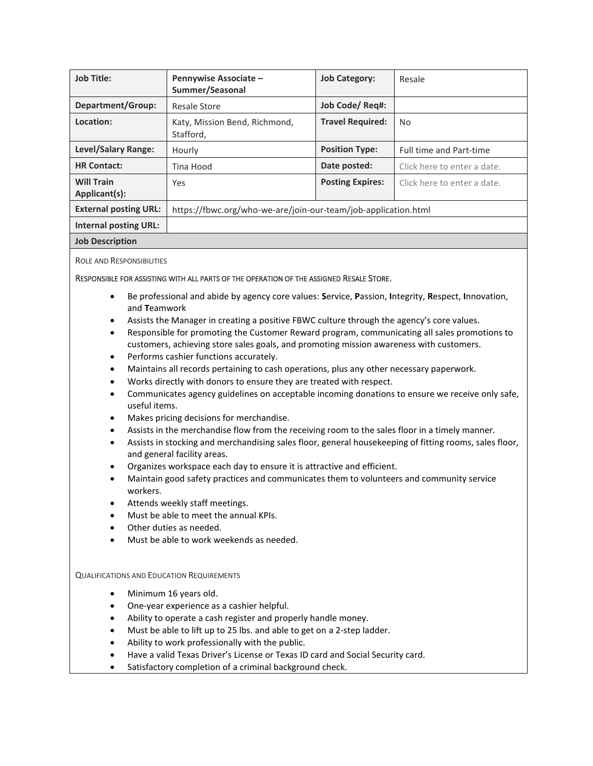| Job Title: | Pennywise Associate – Summer/Seasonal | Job Category: | Resale |
|---|---|---|---|
| Department/Group: | Resale Store | Job Code/ Req#: | |
| Location: | Katy, Mission Bend, Richmond, Stafford, | Travel Required: | No |
| Level/Salary Range: | Hourly | Position Type: | Full time and Part-time |
| HR Contact: | Tina Hood | Date posted: | Click here to enter a date. |
| Will Train Applicant(s): | Yes | Posting Expires: | Click here to enter a date. |
| External posting URL: | https://fbwc.org/who-we-are/join-our-team/job-application.html | | |
| Internal posting URL: | | | |

## Job Description

ROLE AND RESPONSIBILITIES

RESPONSIBLE FOR ASSISTING WITH ALL PARTS OF THE OPERATION OF THE ASSIGNED RESALE STORE.

- Be professional and abide by agency core values: **S**ervice, **P**assion, **I**ntegrity, **R**espect, **I**nnovation, and **T**eamwork
- Assists the Manager in creating a positive FBWC culture through the agency's core values.
- Responsible for promoting the Customer Reward program, communicating all sales promotions to customers, achieving store sales goals, and promoting mission awareness with customers.
- Performs cashier functions accurately.
- Maintains all records pertaining to cash operations, plus any other necessary paperwork.
- Works directly with donors to ensure they are treated with respect.
- Communicates agency guidelines on acceptable incoming donations to ensure we receive only safe, useful items.
- Makes pricing decisions for merchandise.
- Assists in the merchandise flow from the receiving room to the sales floor in a timely manner.
- Assists in stocking and merchandising sales floor, general housekeeping of fitting rooms, sales floor, and general facility areas.
- Organizes workspace each day to ensure it is attractive and efficient.
- Maintain good safety practices and communicates them to volunteers and community service workers.
- Attends weekly staff meetings.
- Must be able to meet the annual KPIs.
- Other duties as needed.
- Must be able to work weekends as needed.

QUALIFICATIONS AND EDUCATION REQUIREMENTS

- Minimum 16 years old.
- One-year experience as a cashier helpful.
- Ability to operate a cash register and properly handle money.
- Must be able to lift up to 25 lbs. and able to get on a 2-step ladder.
- Ability to work professionally with the public.
- Have a valid Texas Driver's License or Texas ID card and Social Security card.
- Satisfactory completion of a criminal background check.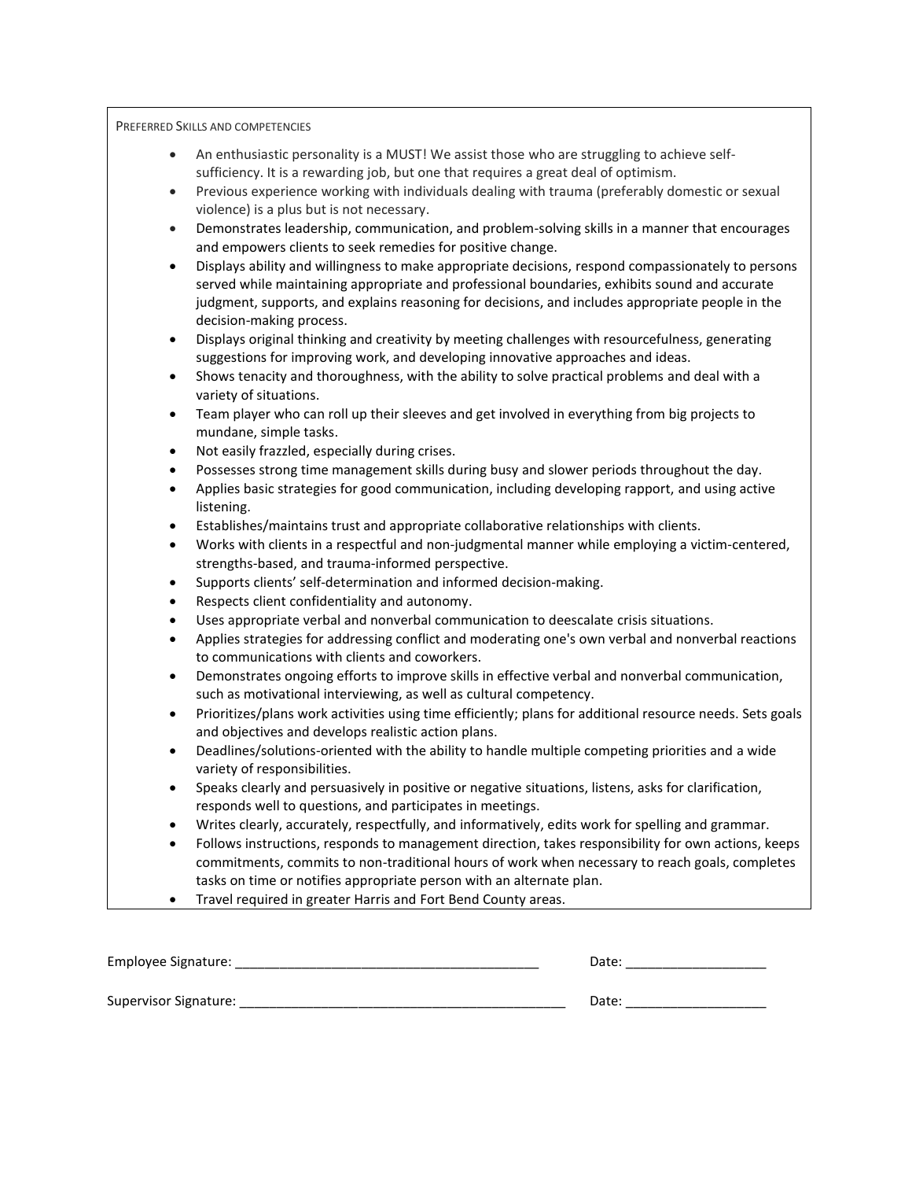PREFERRED SKILLS AND COMPETENCIES

- An enthusiastic personality is a MUST! We assist those who are struggling to achieve self-sufficiency. It is a rewarding job, but one that requires a great deal of optimism.
- Previous experience working with individuals dealing with trauma (preferably domestic or sexual violence) is a plus but is not necessary.
- Demonstrates leadership, communication, and problem-solving skills in a manner that encourages and empowers clients to seek remedies for positive change.
- Displays ability and willingness to make appropriate decisions, respond compassionately to persons served while maintaining appropriate and professional boundaries, exhibits sound and accurate judgment, supports, and explains reasoning for decisions, and includes appropriate people in the decision-making process.
- Displays original thinking and creativity by meeting challenges with resourcefulness, generating suggestions for improving work, and developing innovative approaches and ideas.
- Shows tenacity and thoroughness, with the ability to solve practical problems and deal with a variety of situations.
- Team player who can roll up their sleeves and get involved in everything from big projects to mundane, simple tasks.
- Not easily frazzled, especially during crises.
- Possesses strong time management skills during busy and slower periods throughout the day.
- Applies basic strategies for good communication, including developing rapport, and using active listening.
- Establishes/maintains trust and appropriate collaborative relationships with clients.
- Works with clients in a respectful and non-judgmental manner while employing a victim-centered, strengths-based, and trauma-informed perspective.
- Supports clients' self-determination and informed decision-making.
- Respects client confidentiality and autonomy.
- Uses appropriate verbal and nonverbal communication to deescalate crisis situations.
- Applies strategies for addressing conflict and moderating one's own verbal and nonverbal reactions to communications with clients and coworkers.
- Demonstrates ongoing efforts to improve skills in effective verbal and nonverbal communication, such as motivational interviewing, as well as cultural competency.
- Prioritizes/plans work activities using time efficiently; plans for additional resource needs. Sets goals and objectives and develops realistic action plans.
- Deadlines/solutions-oriented with the ability to handle multiple competing priorities and a wide variety of responsibilities.
- Speaks clearly and persuasively in positive or negative situations, listens, asks for clarification, responds well to questions, and participates in meetings.
- Writes clearly, accurately, respectfully, and informatively, edits work for spelling and grammar.
- Follows instructions, responds to management direction, takes responsibility for own actions, keeps commitments, commits to non-traditional hours of work when necessary to reach goals, completes tasks on time or notifies appropriate person with an alternate plan.
- Travel required in greater Harris and Fort Bend County areas.

Employee Signature: ________________________________________ Date: ___________________

Supervisor Signature: ______________________________________________ Date: ___________________